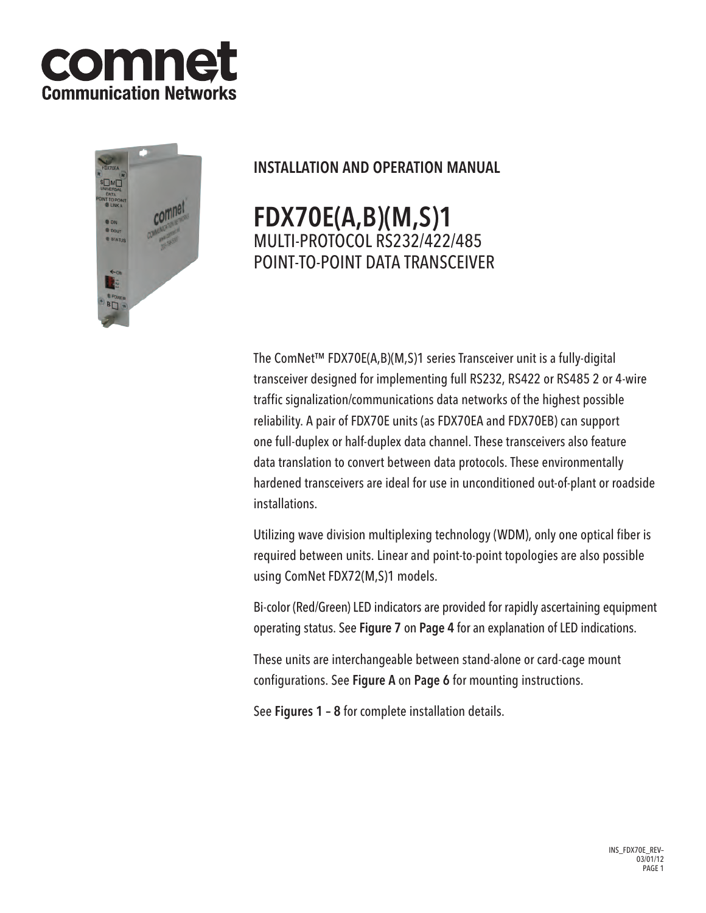# comnet
**Communication Networks**

## INSTALLATION AND OPERATION MANUAL

# FDX70E(A,B)(M,S)1
MULTI-PROTOCOL RS232/422/485
POINT-TO-POINT DATA TRANSCEIVER

The ComNet™ FDX70E(A,B)(M,S)1 series Transceiver unit is a fully-digital transceiver designed for implementing full RS232, RS422 or RS485 2 or 4-wire traffic signalization/communications data networks of the highest possible reliability. A pair of FDX70E units (as FDX70EA and FDX70EB) can support one full-duplex or half-duplex data channel. These transceivers also feature data translation to convert between data protocols. These environmentally hardened transceivers are ideal for use in unconditioned out-of-plant or roadside installations.

Utilizing wave division multiplexing technology (WDM), only one optical fiber is required between units. Linear and point-to-point topologies are also possible using ComNet FDX72(M,S)1 models.

Bi-color (Red/Green) LED indicators are provided for rapidly ascertaining equipment operating status. See **Figure 7** on **Page 4** for an explanation of LED indications.

These units are interchangeable between stand-alone or card-cage mount configurations. See **Figure A** on **Page 6** for mounting instructions.

See **Figures 1 – 8** for complete installation details.

INS_FDX70E_REV–
03/01/12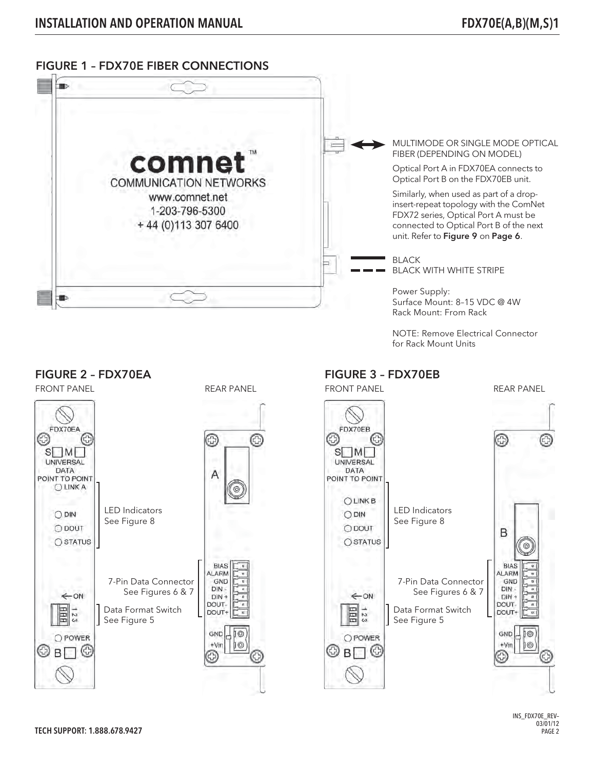## FIGURE 1 – FDX70E FIBER CONNECTIONS

comnet™
COMMUNICATION NETWORKS
www.comnet.net
1-203-796-5300
+ 44 (0)113 307 6400

MULTIMODE OR SINGLE MODE OPTICAL FIBER (DEPENDING ON MODEL)

Optical Port A in FDX70EA connects to Optical Port B on the FDX70EB unit.

Similarly, when used as part of a drop-insert-repeat topology with the ComNet FDX72 series, Optical Port A must be connected to Optical Port B of the next unit. Refer to **Figure 9** on **Page 6**.

BLACK
BLACK WITH WHITE STRIPE

Power Supply:
Surface Mount: 8–15 VDC @ 4W
Rack Mount: From Rack

NOTE: Remove Electrical Connector for Rack Mount Units

## FIGURE 2 – FDX70EA

FRONT PANEL

FDX70EA
S M
UNIVERSAL DATA POINT TO POINT
LINK A
DIN
DOUT
STATUS
ON
1 2 3
POWER
B

LED Indicators
See Figure 8

Data Format Switch
See Figure 5

REAR PANEL

A

7-Pin Data Connector
See Figures 6 & 7

BIAS
ALARM
GND
DIN -
DIN +
DOUT-
DOUT+

GND
+Vin

## FIGURE 3 – FDX70EB

FRONT PANEL

FDX70EB
S M
UNIVERSAL DATA POINT TO POINT
LINK B
DIN
DOUT
STATUS
ON
1 2 3
POWER
B

LED Indicators
See Figure 8

Data Format Switch
See Figure 5

REAR PANEL

B

7-Pin Data Connector
See Figures 6 & 7

BIAS
ALARM
GND
DIN -
DIN +
DOUT-
DOUT+

GND
+Vin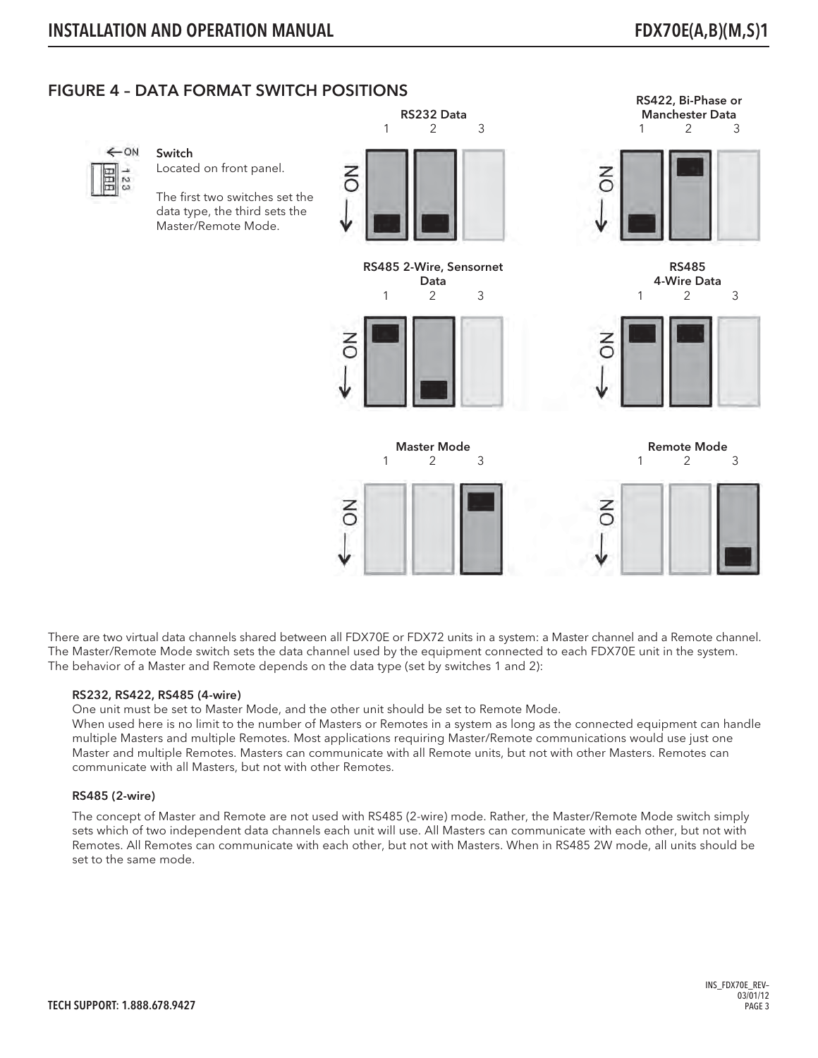## FIGURE 4 – DATA FORMAT SWITCH POSITIONS

**Switch**
Located on front panel.

The first two switches set the data type, the third sets the Master/Remote Mode.

**RS232 Data**

**RS422, Bi-Phase or Manchester Data**

**RS485 2-Wire, Sensornet Data**

**RS485 4-Wire Data**

**Master Mode**

**Remote Mode**

There are two virtual data channels shared between all FDX70E or FDX72 units in a system: a Master channel and a Remote channel. The Master/Remote Mode switch sets the data channel used by the equipment connected to each FDX70E unit in the system. The behavior of a Master and Remote depends on the data type (set by switches 1 and 2):

**RS232, RS422, RS485 (4-wire)**

One unit must be set to Master Mode, and the other unit should be set to Remote Mode.
When used here is no limit to the number of Masters or Remotes in a system as long as the connected equipment can handle multiple Masters and multiple Remotes. Most applications requiring Master/Remote communications would use just one Master and multiple Remotes. Masters can communicate with all Remote units, but not with other Masters. Remotes can communicate with all Masters, but not with other Remotes.

**RS485 (2-wire)**

The concept of Master and Remote are not used with RS485 (2-wire) mode. Rather, the Master/Remote Mode switch simply sets which of two independent data channels each unit will use. All Masters can communicate with each other, but not with Remotes. All Remotes can communicate with each other, but not with Masters. When in RS485 2W mode, all units should be set to the same mode.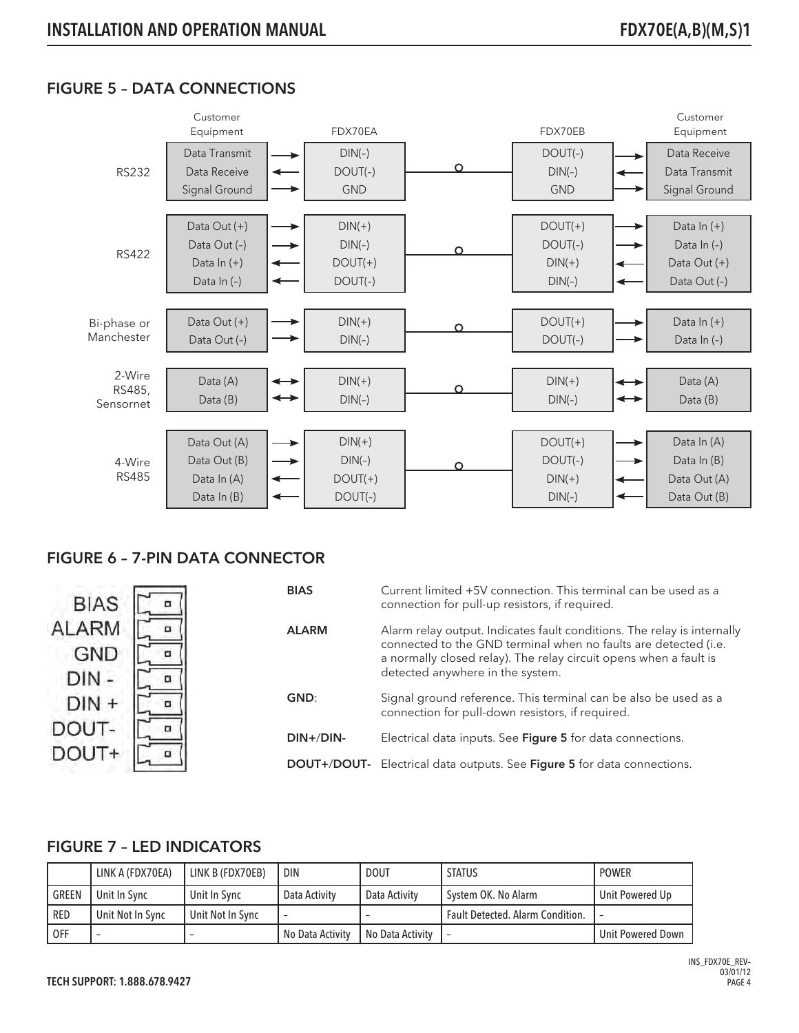## FIGURE 5 – DATA CONNECTIONS

| | Customer Equipment | | FDX70EA | | FDX70EB | | Customer Equipment |
|---|---|---|---|---|---|---|---|
| RS232 | Data Transmit | → | DIN(-) | | DOUT(-) | → | Data Receive |
| | Data Receive | ← | DOUT(-) | | DIN(-) | ← | Data Transmit |
| | Signal Ground | → | GND | | GND | → | Signal Ground |
| RS422 | Data Out (+) | → | DIN(+) | | DOUT(+) | → | Data In (+) |
| | Data Out (-) | → | DIN(-) | | DOUT(-) | → | Data In (-) |
| | Data In (+) | ← | DOUT(+) | | DIN(+) | ← | Data Out (+) |
| | Data In (-) | ← | DOUT(-) | | DIN(-) | ← | Data Out (-) |
| Bi-phase or Manchester | Data Out (+) | → | DIN(+) | | DOUT(+) | → | Data In (+) |
| | Data Out (-) | → | DIN(-) | | DOUT(-) | → | Data In (-) |
| 2-Wire RS485, Sensornet | Data (A) | ↔ | DIN(+) | | DIN(+) | ↔ | Data (A) |
| | Data (B) | ↔ | DIN(-) | | DIN(-) | ↔ | Data (B) |
| 4-Wire RS485 | Data Out (A) | → | DIN(+) | | DOUT(+) | → | Data In (A) |
| | Data Out (B) | → | DIN(-) | | DOUT(-) | → | Data In (B) |
| | Data In (A) | ← | DOUT(+) | | DIN(+) | ← | Data Out (A) |
| | Data In (B) | ← | DOUT(-) | | DIN(-) | ← | Data Out (B) |

## FIGURE 6 – 7-PIN DATA CONNECTOR

BIAS
ALARM
GND
DIN -
DIN +
DOUT-
DOUT+

**BIAS** Current limited +5V connection. This terminal can be used as a connection for pull-up resistors, if required.

**ALARM** Alarm relay output. Indicates fault conditions. The relay is internally connected to the GND terminal when no faults are detected (i.e. a normally closed relay). The relay circuit opens when a fault is detected anywhere in the system.

**GND**: Signal ground reference. This terminal can be also be used as a connection for pull-down resistors, if required.

**DIN+/DIN-** Electrical data inputs. See **Figure 5** for data connections.

**DOUT+/DOUT-** Electrical data outputs. See **Figure 5** for data connections.

## FIGURE 7 – LED INDICATORS

| | LINK A (FDX70EA) | LINK B (FDX70EB) | DIN | DOUT | STATUS | POWER |
|---|---|---|---|---|---|---|
| GREEN | Unit In Sync | Unit In Sync | Data Activity | Data Activity | System OK. No Alarm | Unit Powered Up |
| RED | Unit Not In Sync | Unit Not In Sync | – | – | Fault Detected. Alarm Condition. | – |
| OFF | – | – | No Data Activity | No Data Activity | – | Unit Powered Down |

TECH SUPPORT: 1.888.678.9427

INS_FDX70E_REV– 03/01/12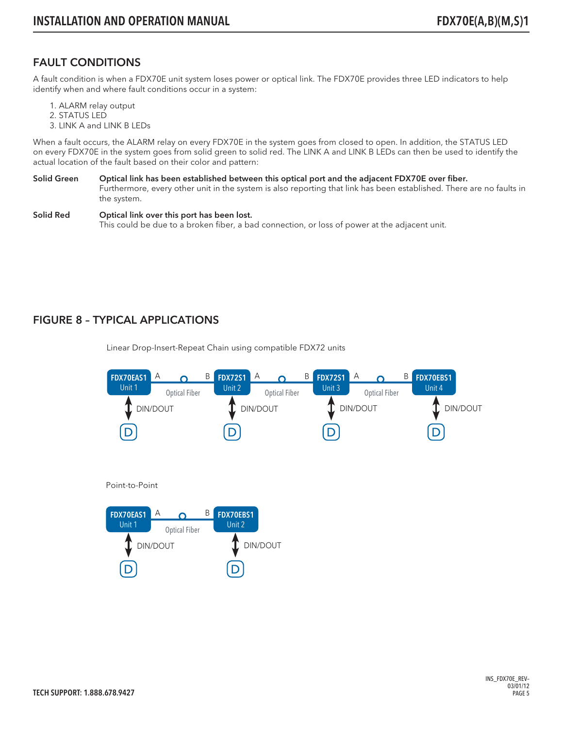## FAULT CONDITIONS

A fault condition is when a FDX70E unit system loses power or optical link. The FDX70E provides three LED indicators to help identify when and where fault conditions occur in a system:

1. ALARM relay output
2. STATUS LED
3. LINK A and LINK B LEDs

When a fault occurs, the ALARM relay on every FDX70E in the system goes from closed to open. In addition, the STATUS LED on every FDX70E in the system goes from solid green to solid red. The LINK A and LINK B LEDs can then be used to identify the actual location of the fault based on their color and pattern:

**Solid Green** — **Optical link has been established between this optical port and the adjacent FDX70E over fiber.** Furthermore, every other unit in the system is also reporting that link has been established. There are no faults in the system.

**Solid Red** — **Optical link over this port has been lost.** This could be due to a broken fiber, a bad connection, or loss of power at the adjacent unit.

## FIGURE 8 – TYPICAL APPLICATIONS

Linear Drop-Insert-Repeat Chain using compatible FDX72 units

FDX70EAS1 Unit 1 (A) — Optical Fiber — (B) FDX72S1 Unit 2 (A) — Optical Fiber — (B) FDX72S1 Unit 3 (A) — Optical Fiber — (B) FDX70EBS1 Unit 4

Each unit: DIN/DOUT ↔ D

Point-to-Point

FDX70EAS1 Unit 1 (A) — Optical Fiber — (B) FDX70EBS1 Unit 2

Each unit: DIN/DOUT ↔ D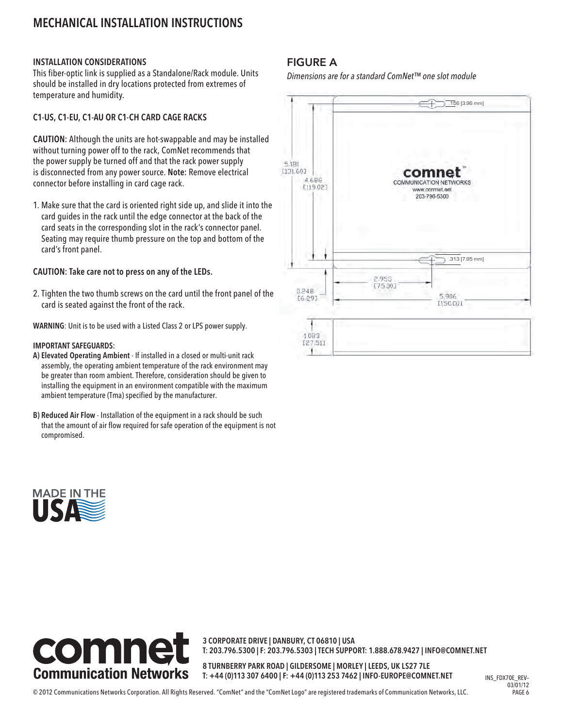# MECHANICAL INSTALLATION INSTRUCTIONS

### INSTALLATION CONSIDERATIONS

This fiber-optic link is supplied as a Standalone/Rack module. Units should be installed in dry locations protected from extremes of temperature and humidity.

### C1-US, C1-EU, C1-AU OR C1-CH CARD CAGE RACKS

**CAUTION:** Although the units are hot-swappable and may be installed without turning power off to the rack, ComNet recommends that the power supply be turned off and that the rack power supply is disconnected from any power source. **Note:** Remove electrical connector before installing in card cage rack.

1. Make sure that the card is oriented right side up, and slide it into the card guides in the rack until the edge connector at the back of the card seats in the corresponding slot in the rack's connector panel. Seating may require thumb pressure on the top and bottom of the card's front panel.

**CAUTION: Take care not to press on any of the LEDs.**

2. Tighten the two thumb screws on the card until the front panel of the card is seated against the front of the rack.

**WARNING**: Unit is to be used with a Listed Class 2 or LPS power supply.

**IMPORTANT SAFEGUARDS:**

**A) Elevated Operating Ambient** - If installed in a closed or multi-unit rack assembly, the operating ambient temperature of the rack environment may be greater than room ambient. Therefore, consideration should be given to installing the equipment in an environment compatible with the maximum ambient temperature (Tma) specified by the manufacturer.

**B) Reduced Air Flow** - Installation of the equipment in a rack should be such that the amount of air flow required for safe operation of the equipment is not compromised.

## FIGURE A

*Dimensions are for a standard ComNet™ one slot module*

.156 [3.96 mm]

5.181
[131.60]

4.686
[119.02]

comnet™
COMMUNICATION NETWORKS
www.comnet.net
203-796-5300

.313 [7.95 mm]

2.953
[75.00]

0.248
[6.29]

5.906
[150.00]

1.083
[27.51]

MADE IN THE USA

**3 CORPORATE DRIVE | DANBURY, CT 06810 | USA**
**T: 203.796.5300 | F: 203.796.5303 | TECH SUPPORT: 1.888.678.9427 | INFO@COMNET.NET**

**8 TURNBERRY PARK ROAD | GILDERSOME | MORLEY | LEEDS, UK LS27 7LE**
**T: +44 (0)113 307 6400 | F: +44 (0)113 253 7462 | INFO-EUROPE@COMNET.NET**

INS_FDX70E_REV–
03/01/12

© 2012 Communications Networks Corporation. All Rights Reserved. "ComNet" and the "ComNet Logo" are registered trademarks of Communication Networks, LLC.